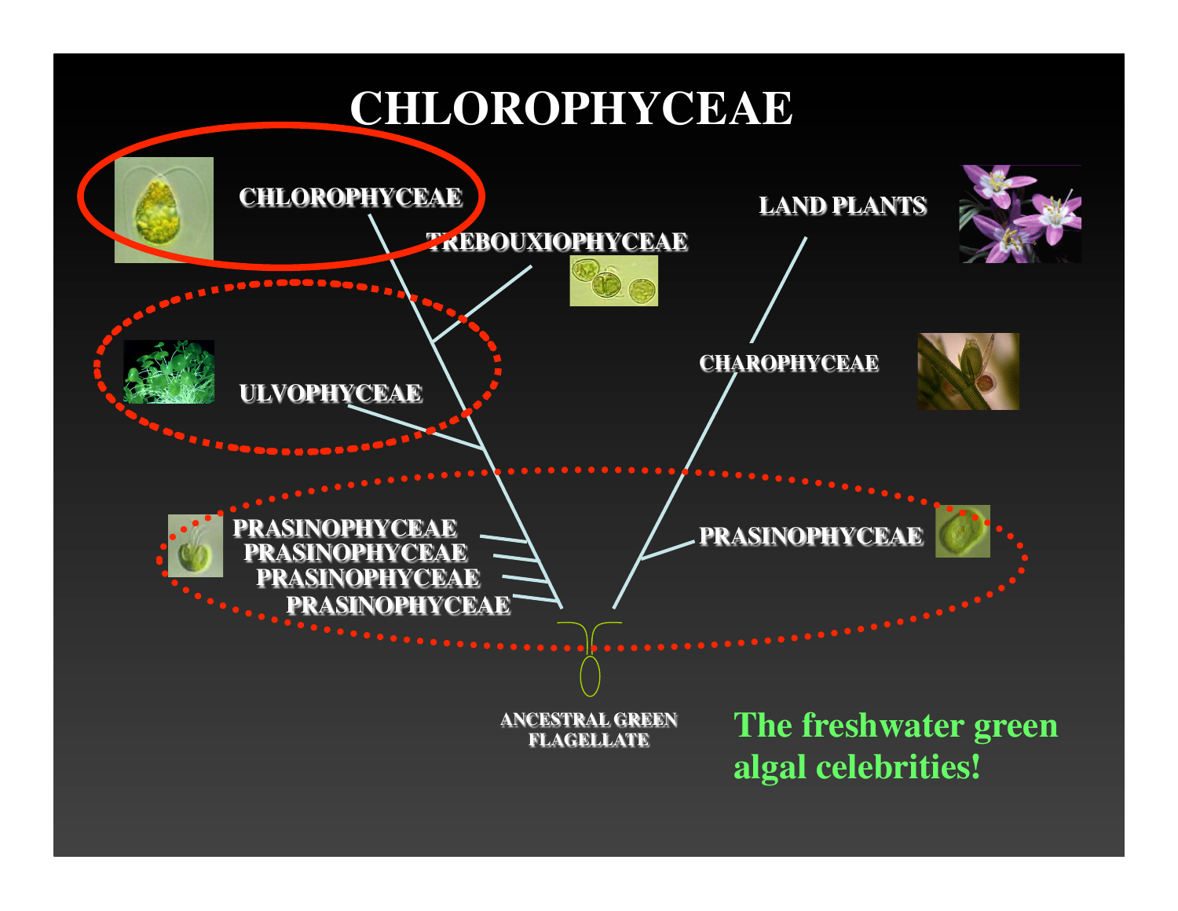# CHLOROPHYCEAE

CHLOROPHYCEAE

TREBOUXIOPHYCEAE

LAND PLANTS

CHAROPHYCEAE

ULVOPHYCEAE

PRASINOPHYCEAE
PRASINOPHYCEAE
PRASINOPHYCEAE
PRASINOPHYCEAE

PRASINOPHYCEAE

ANCESTRAL GREEN FLAGELLATE

**The freshwater green algal celebrities!**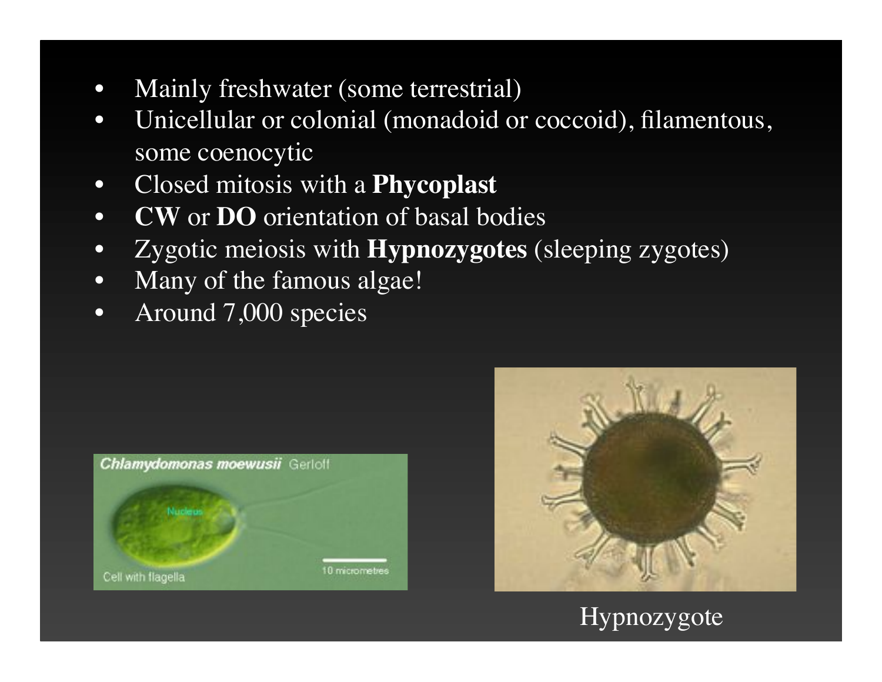- Mainly freshwater (some terrestrial)
- Unicellular or colonial (monadoid or coccoid), filamentous, some coenocytic
- Closed mitosis with a **Phycoplast**
- **CW** or **DO** orientation of basal bodies
- Zygotic meiosis with **Hypnozygotes** (sleeping zygotes)
- Many of the famous algae!
- Around 7,000 species

Hypnozygote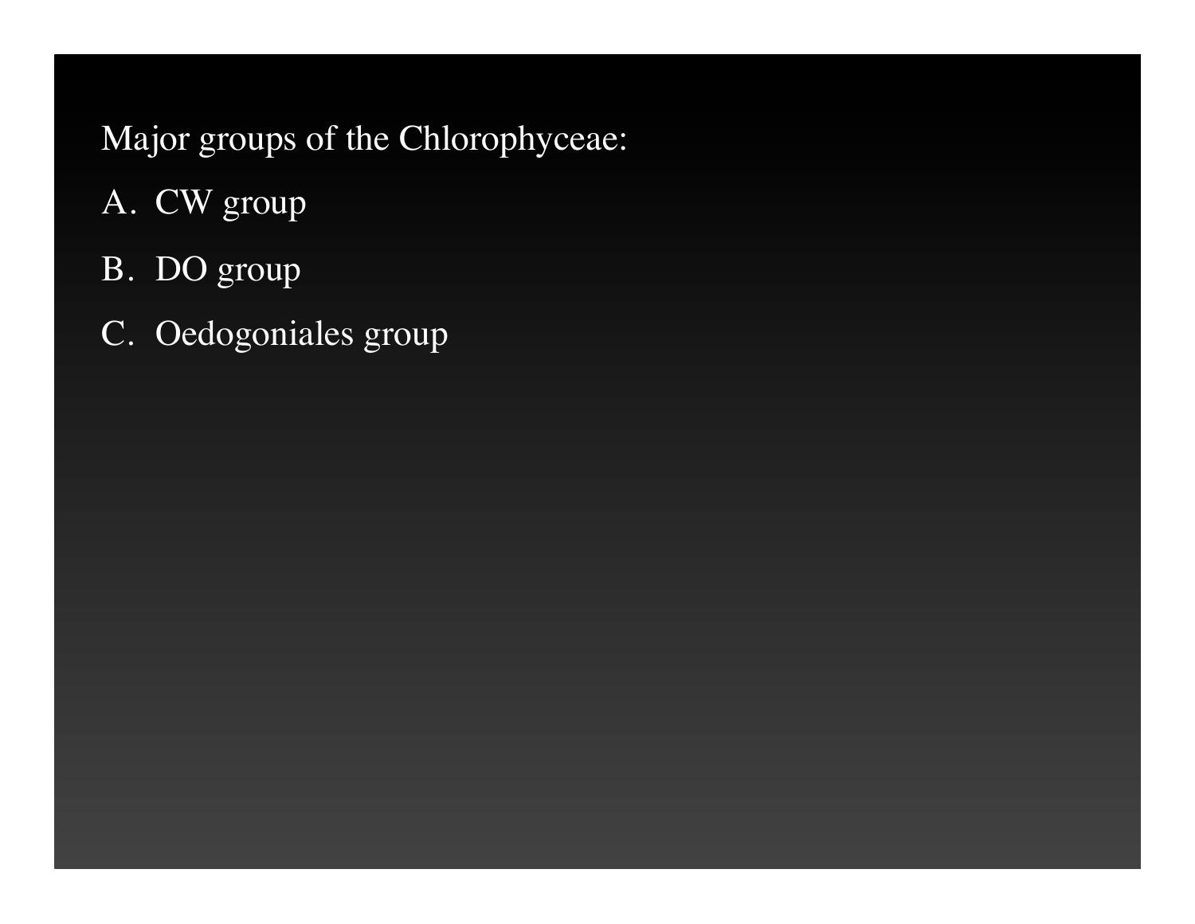Major groups of the Chlorophyceae:

A. CW group

B. DO group

C. Oedogoniales group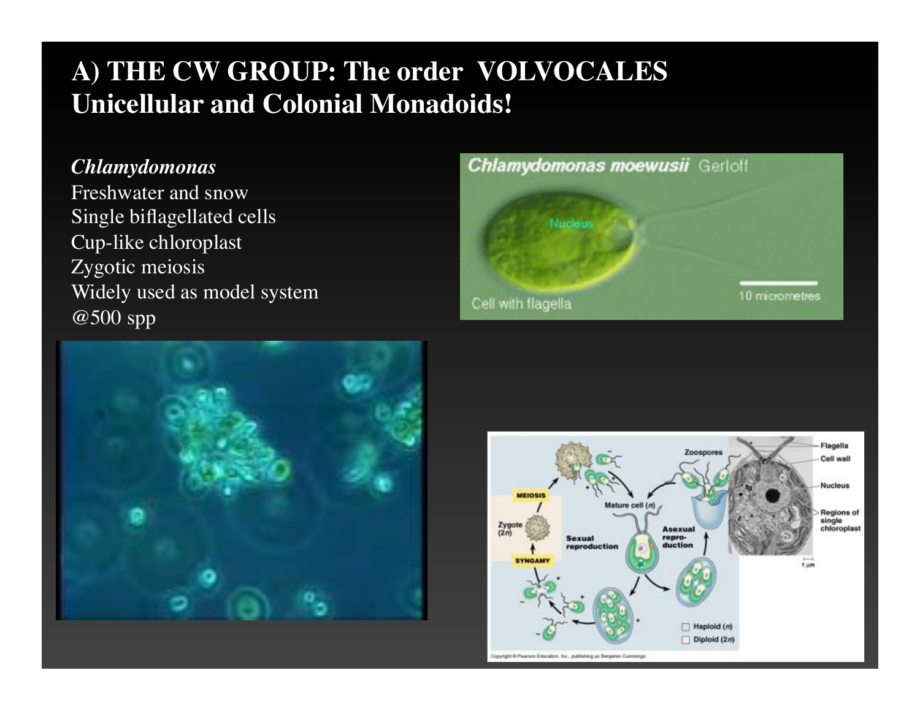# A) THE CW GROUP: The order VOLVOCALES Unicellular and Colonial Monadoids!

*Chlamydomonas*
Freshwater and snow
Single biflagellated cells
Cup-like chloroplast
Zygotic meiosis
Widely used as model system
@500 spp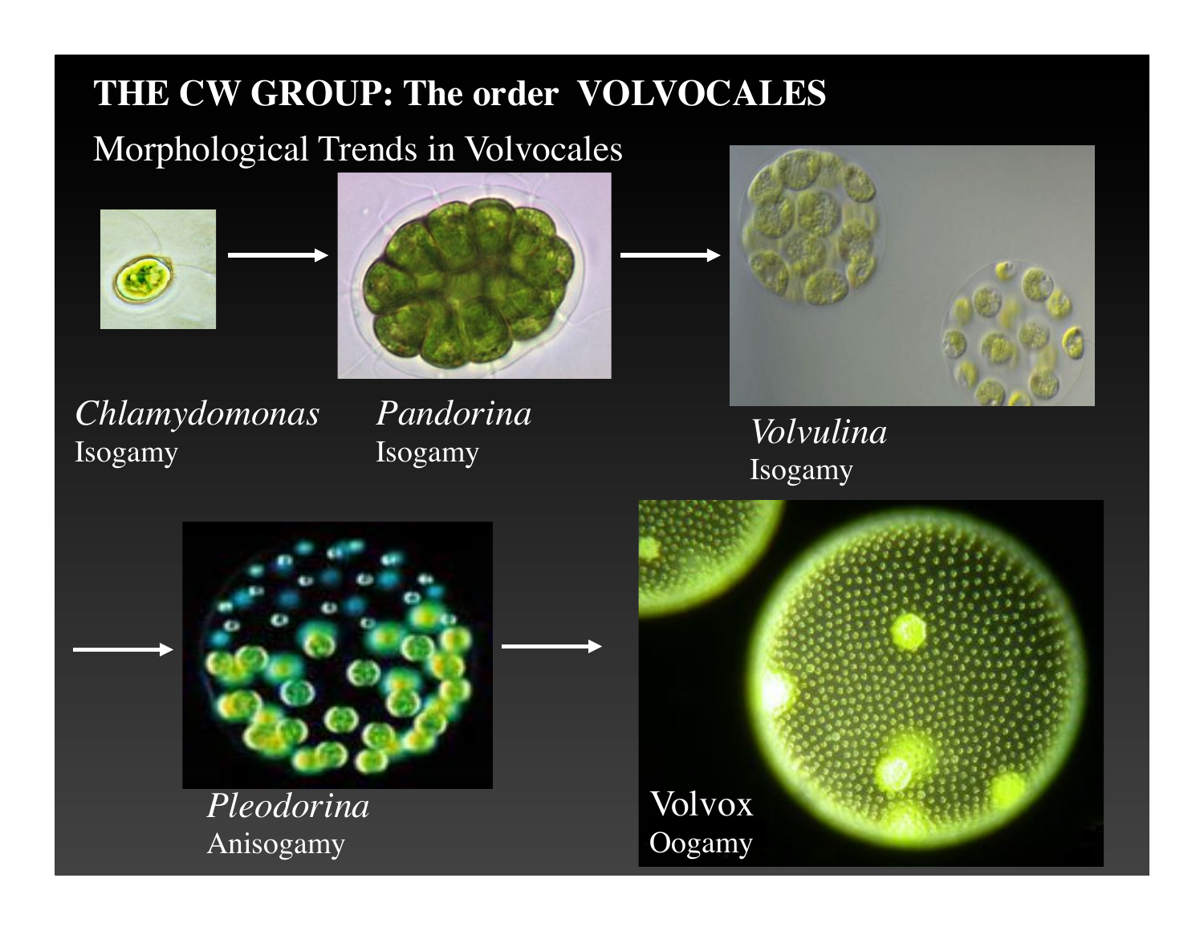# THE CW GROUP: The order VOLVOCALES

Morphological Trends in Volvocales

*Chlamydomonas*
Isogamy

*Pandorina*
Isogamy

*Volvulina*
Isogamy

*Pleodorina*
Anisogamy

Volvox
Oogamy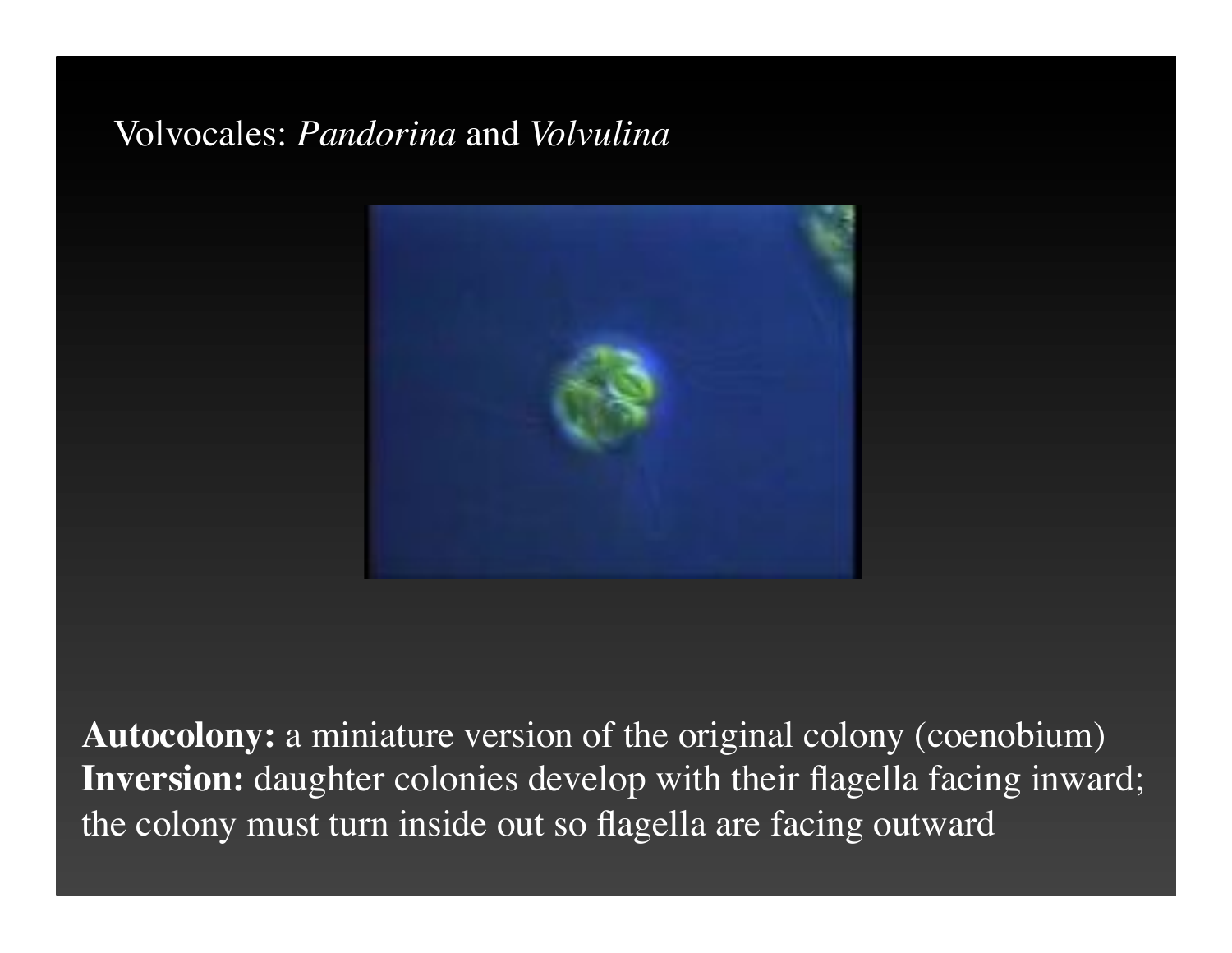Volvocales: *Pandorina* and *Volvulina*

**Autocolony:** a miniature version of the original colony (coenobium)
**Inversion:** daughter colonies develop with their flagella facing inward; the colony must turn inside out so flagella are facing outward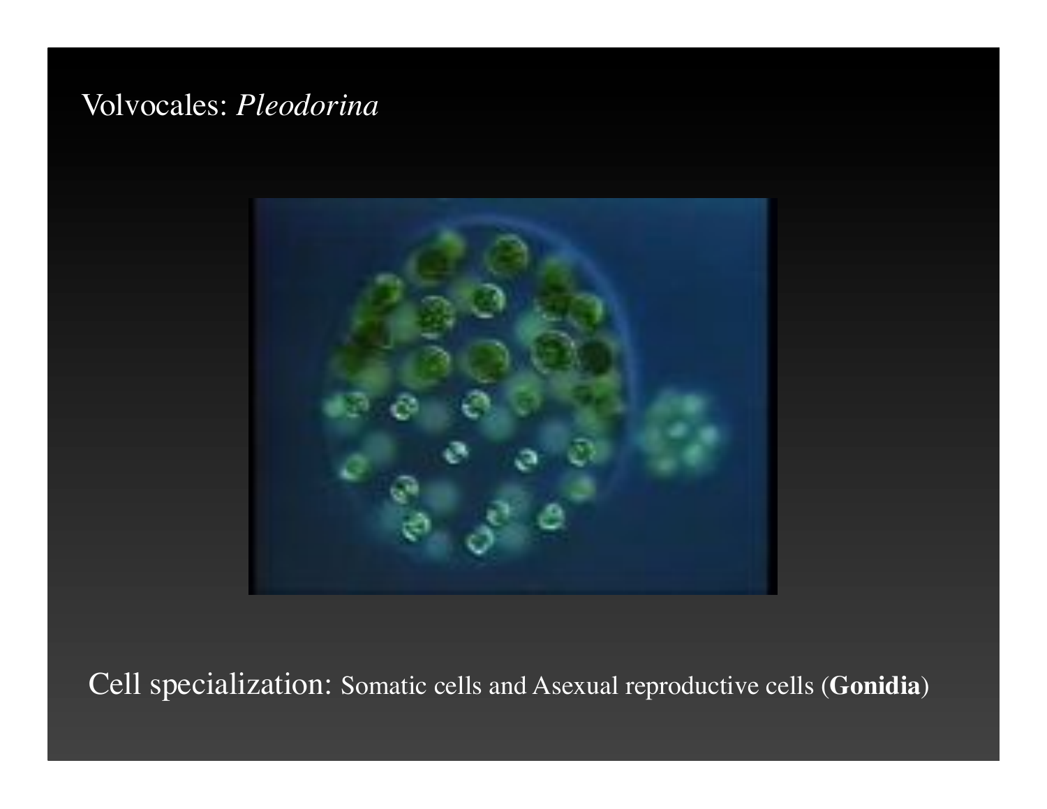Volvocales: *Pleodorina*

Cell specialization: Somatic cells and Asexual reproductive cells (**Gonidia**)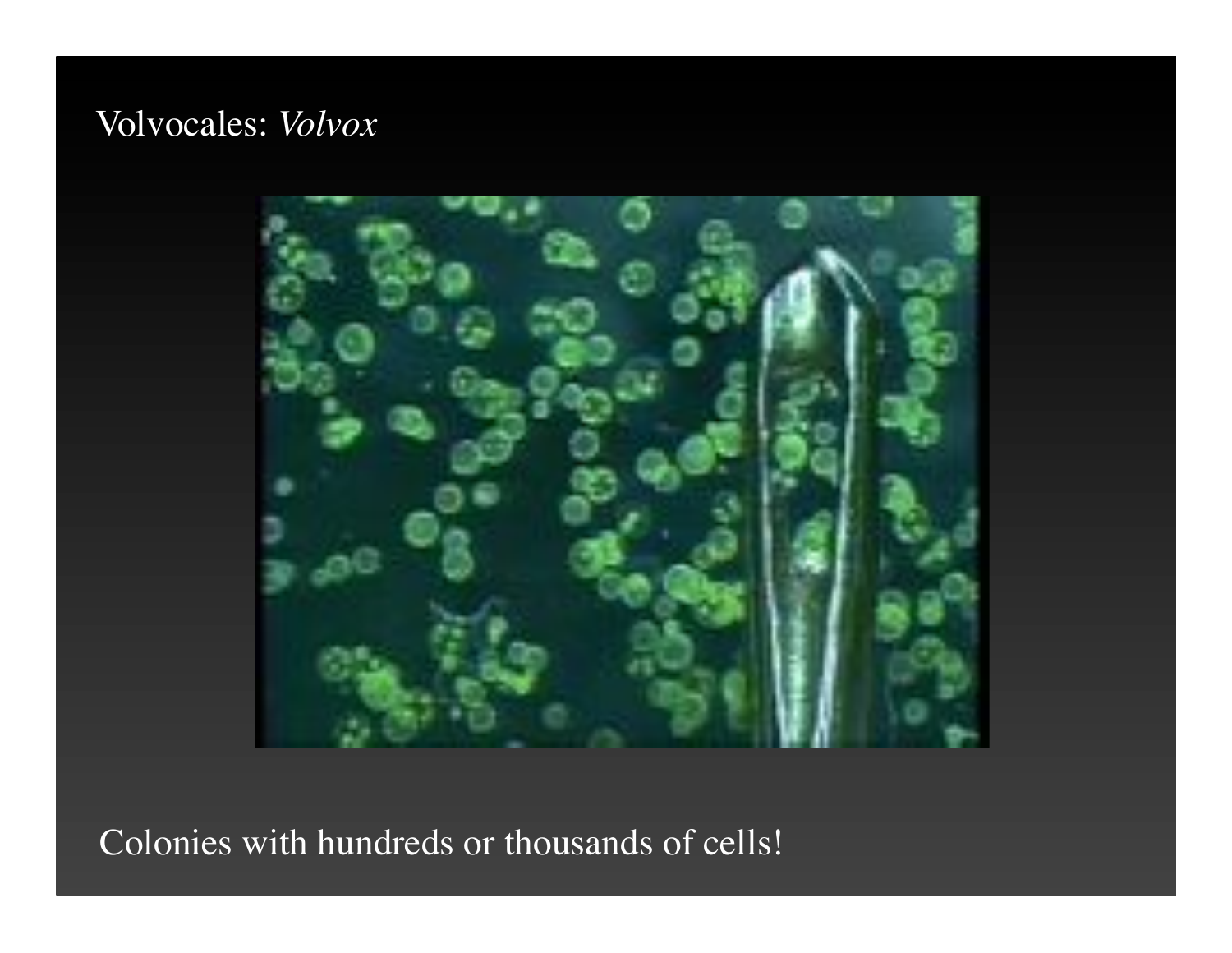# Volvocales: *Volvox*

Colonies with hundreds or thousands of cells!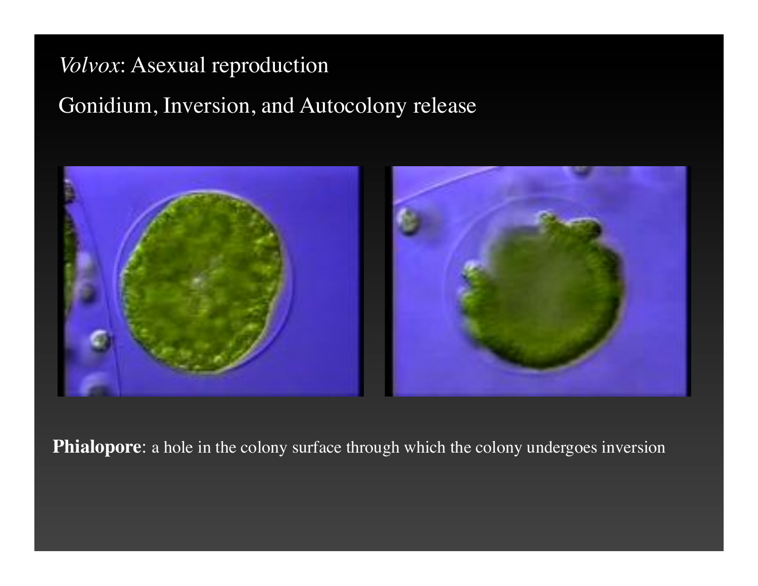*Volvox*: Asexual reproduction

Gonidium, Inversion, and Autocolony release

**Phialopore**: a hole in the colony surface through which the colony undergoes inversion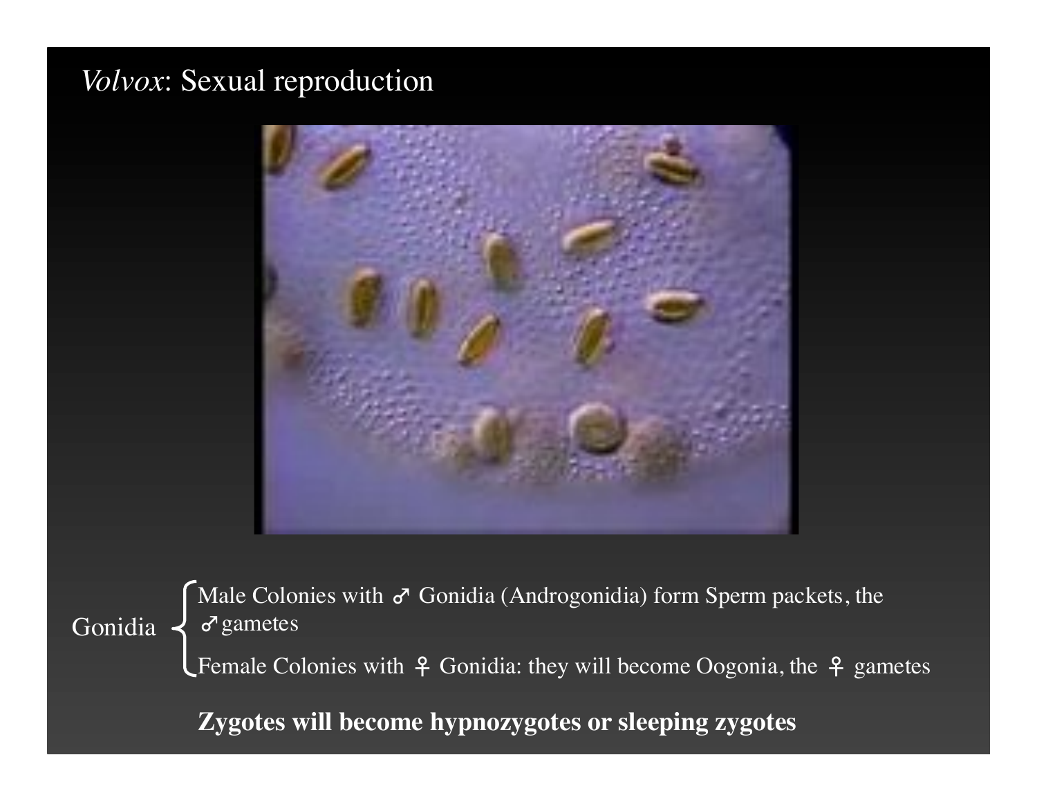# *Volvox*: Sexual reproduction

Gonidia

- Male Colonies with ♂ Gonidia (Androgonidia) form Sperm packets, the ♂ gametes
- Female Colonies with ♀ Gonidia: they will become Oogonia, the ♀ gametes

**Zygotes will become hypnozygotes or sleeping zygotes**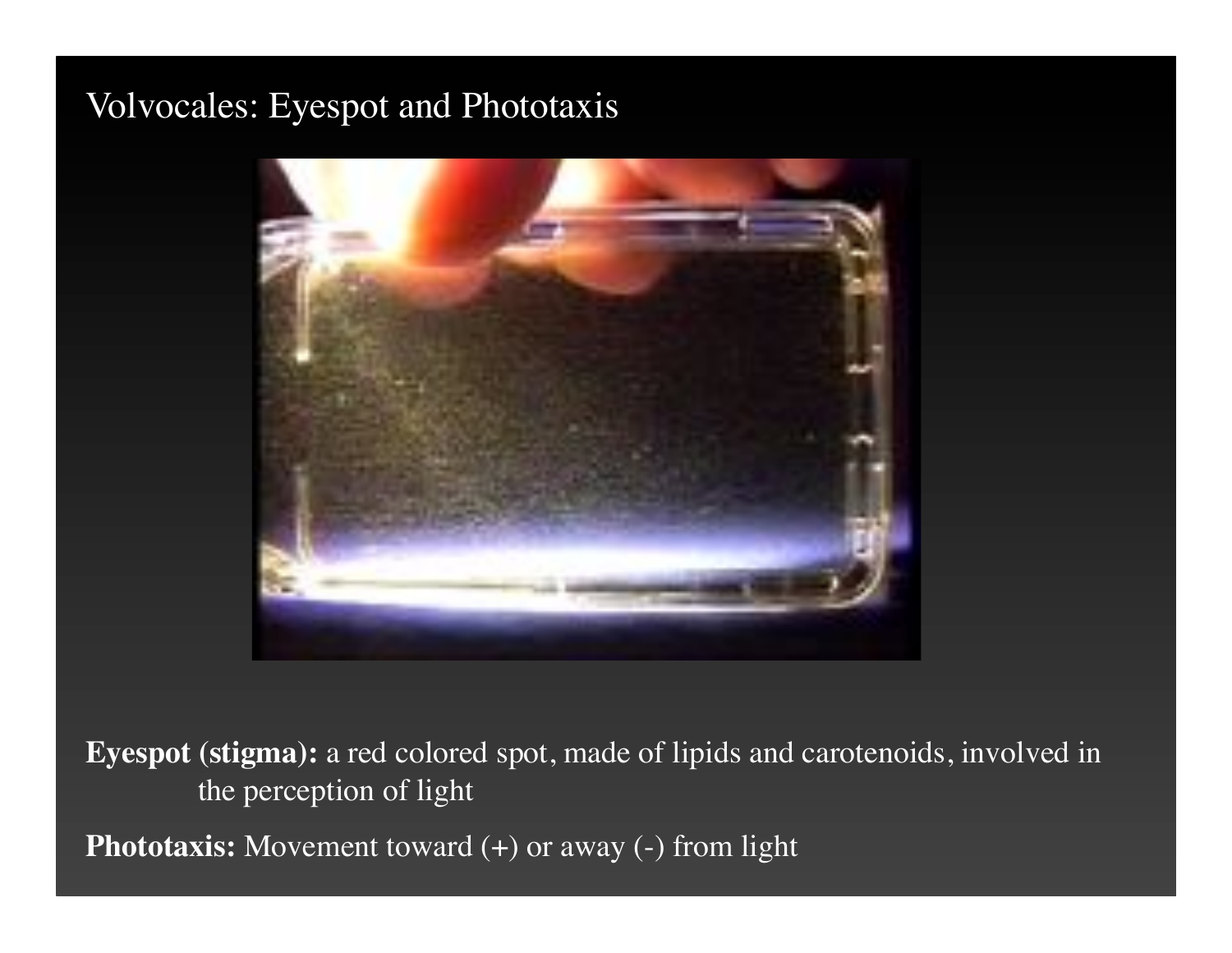# Volvocales: Eyespot and Phototaxis

**Eyespot (stigma):** a red colored spot, made of lipids and carotenoids, involved in the perception of light

**Phototaxis:** Movement toward (+) or away (-) from light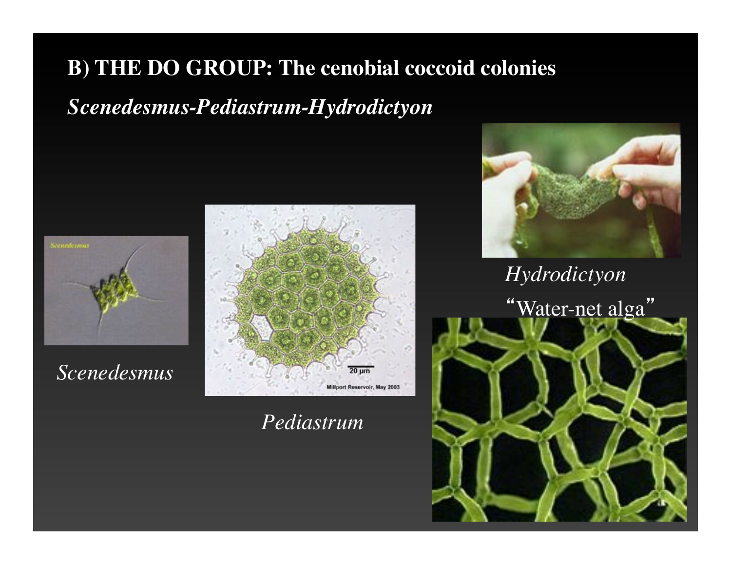## B) THE DO GROUP: The cenobial coccoid colonies

***Scenedesmus-Pediastrum-Hydrodictyon***

*Scenedesmus*

*Pediastrum*

*Hydrodictyon*

"Water-net alga"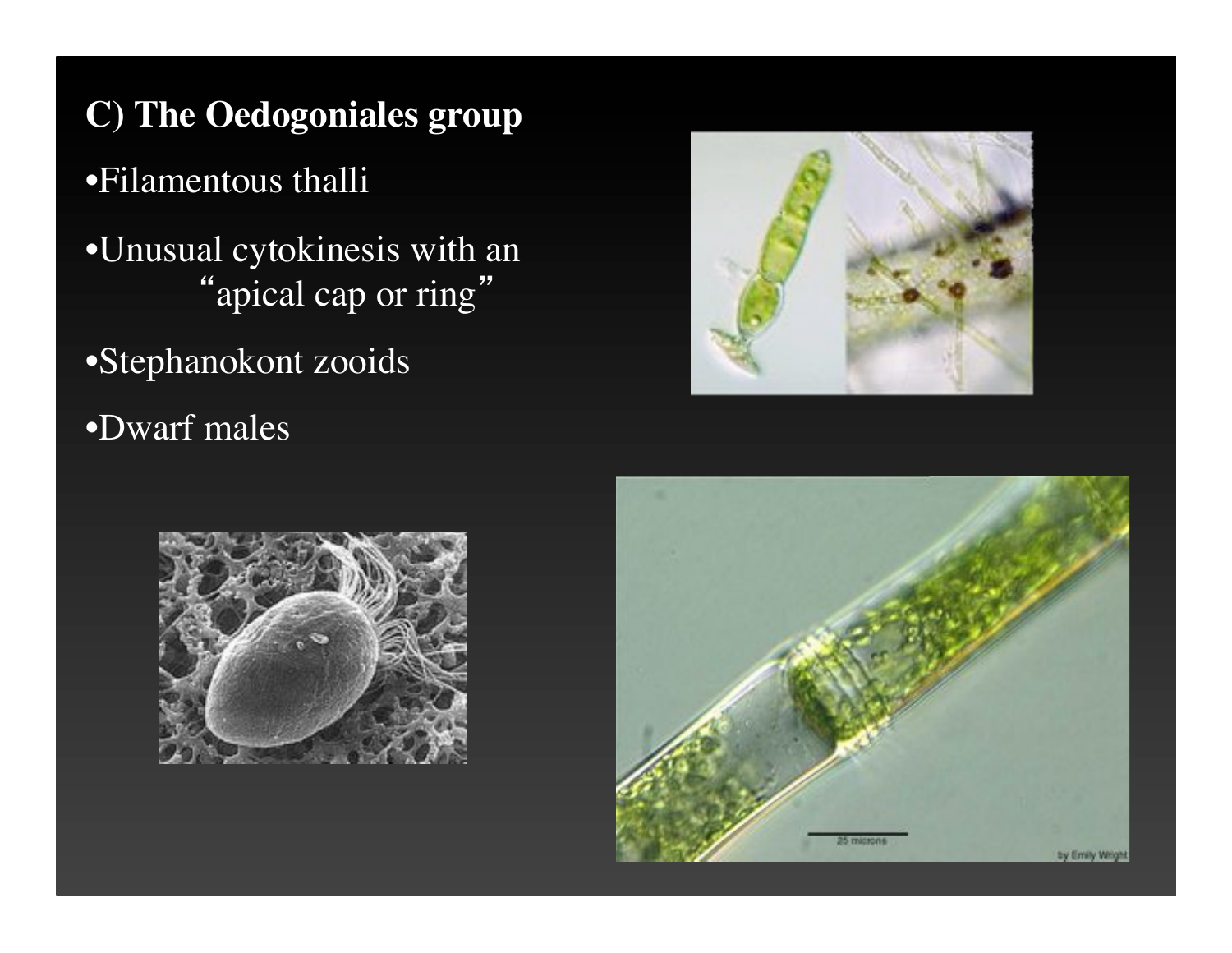## C) The Oedogoniales group

- Filamentous thalli
- Unusual cytokinesis with an "apical cap or ring"
- Stephanokont zooids
- Dwarf males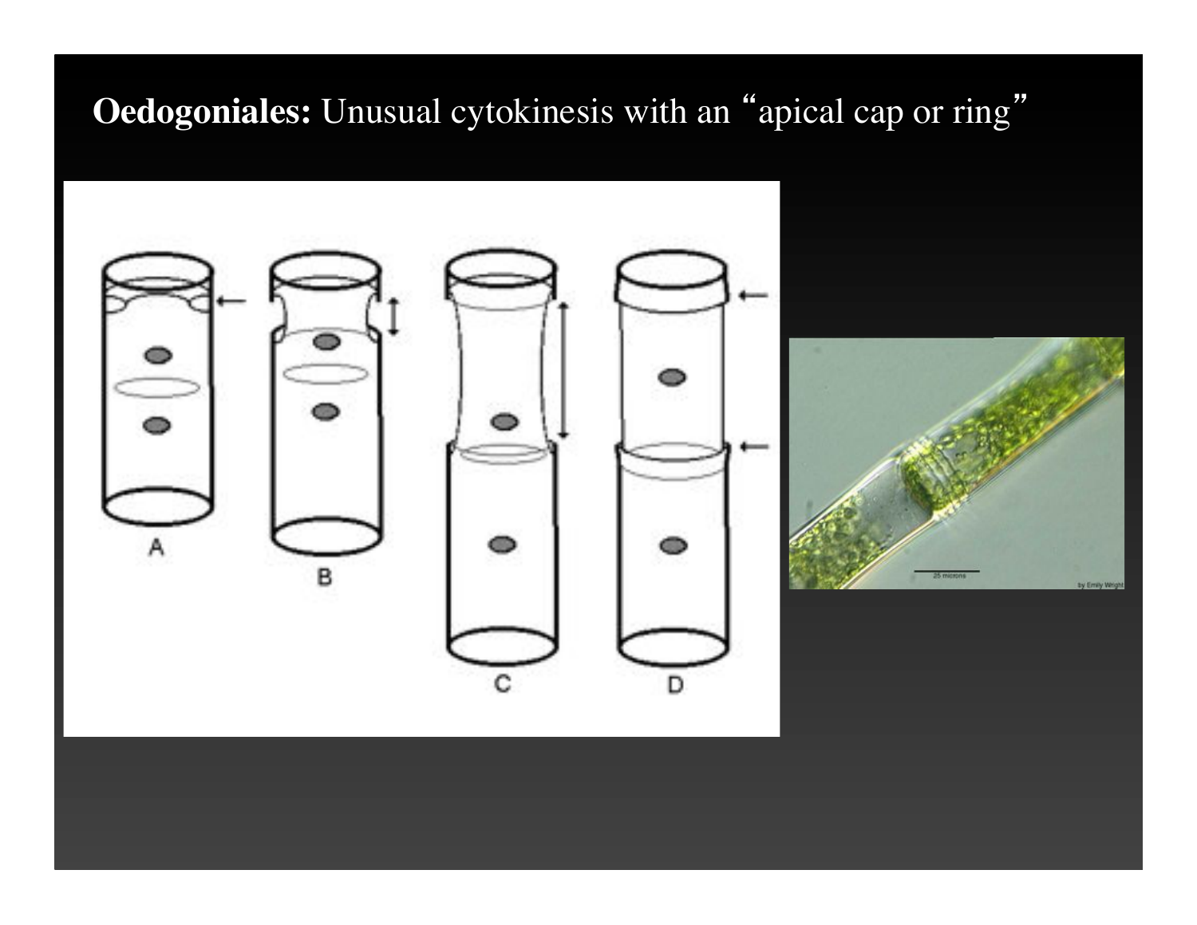# **Oedogoniales:** Unusual cytokinesis with an "apical cap or ring"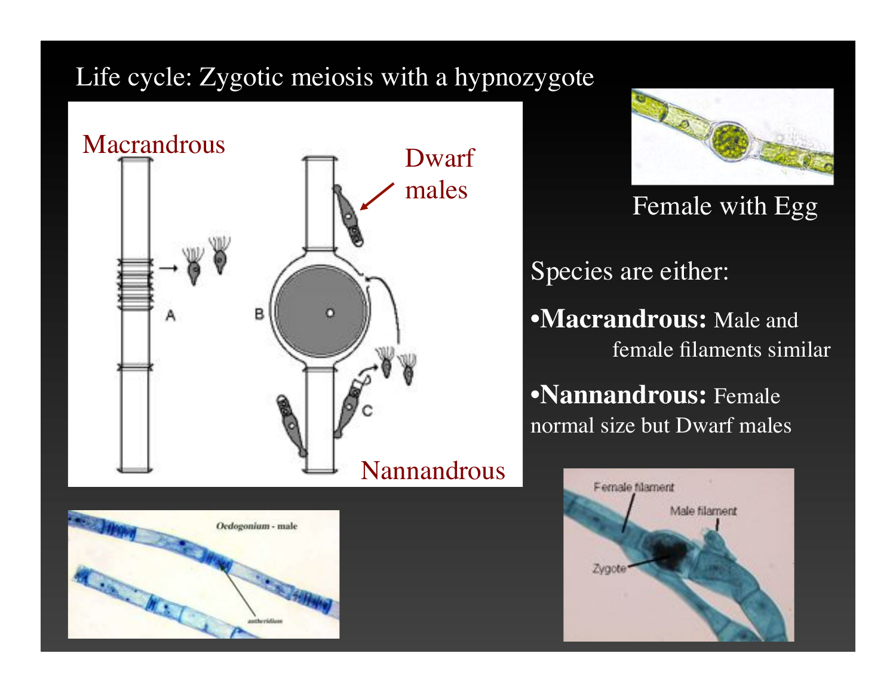# Life cycle: Zygotic meiosis with a hypnozygote

Macrandrous

Dwarf males

A

B

C

Nannandrous

Female with Egg

Species are either:

- **Macrandrous:** Male and female filaments similar
- **Nannandrous:** Female normal size but Dwarf males

*Oedogonium* - male

antheridium

Female filament

Male filament

Zygote